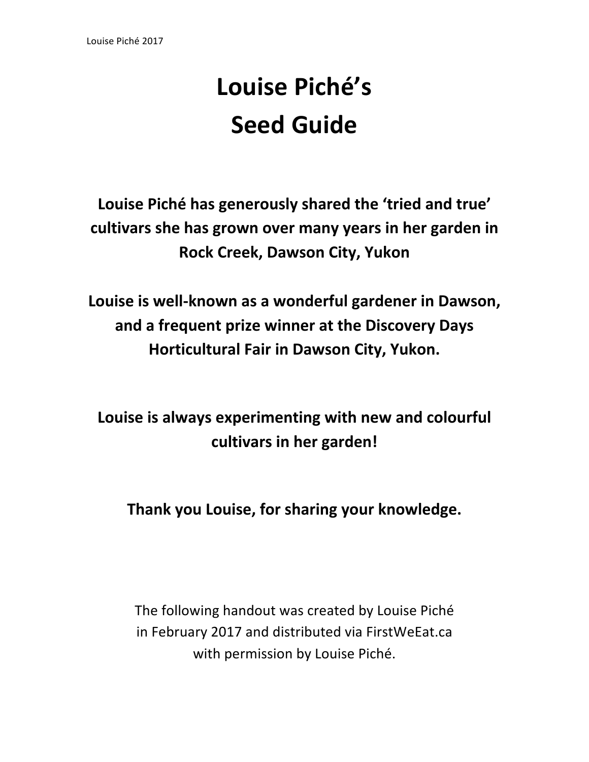# Louise Piché's Seed Guide

**Louise Piché has generously shared the 'tried and true' cultivars she has grown over many years in her garden in Rock Creek, Dawson City, Yukon**

**Louise is well-known as a wonderful gardener in Dawson, and a frequent prize winner at the Discovery Days Horticultural Fair in Dawson City, Yukon.**

**Louise is always experimenting with new and colourful cultivars in her garden!**

**Thank you Louise, for sharing your knowledge.**

The following handout was created by Louise Piché in February 2017 and distributed via FirstWeEat.ca with permission by Louise Piché.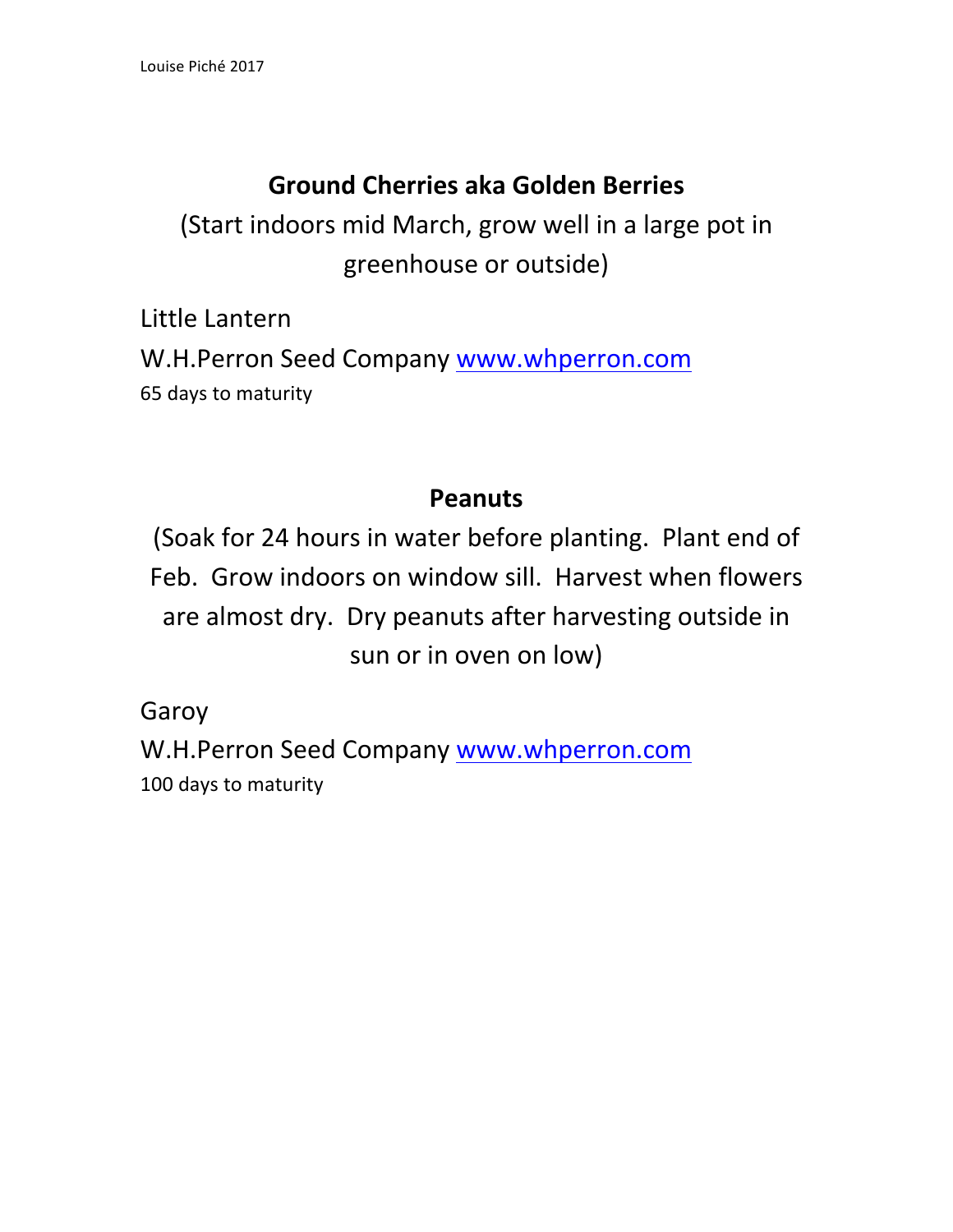## Ground Cherries aka Golden Berries

(Start indoors mid March, grow well in a large pot in greenhouse or outside)

Little Lantern

W.H.Perron Seed Company [www.whperron.com](http://www.whperron.com)

65 days to maturity

## Peanuts

(Soak for 24 hours in water before planting. Plant end of Feb. Grow indoors on window sill. Harvest when flowers are almost dry. Dry peanuts after harvesting outside in sun or in oven on low)

Garoy

W.H.Perron Seed Company [www.whperron.com](http://www.whperron.com)

100 days to maturity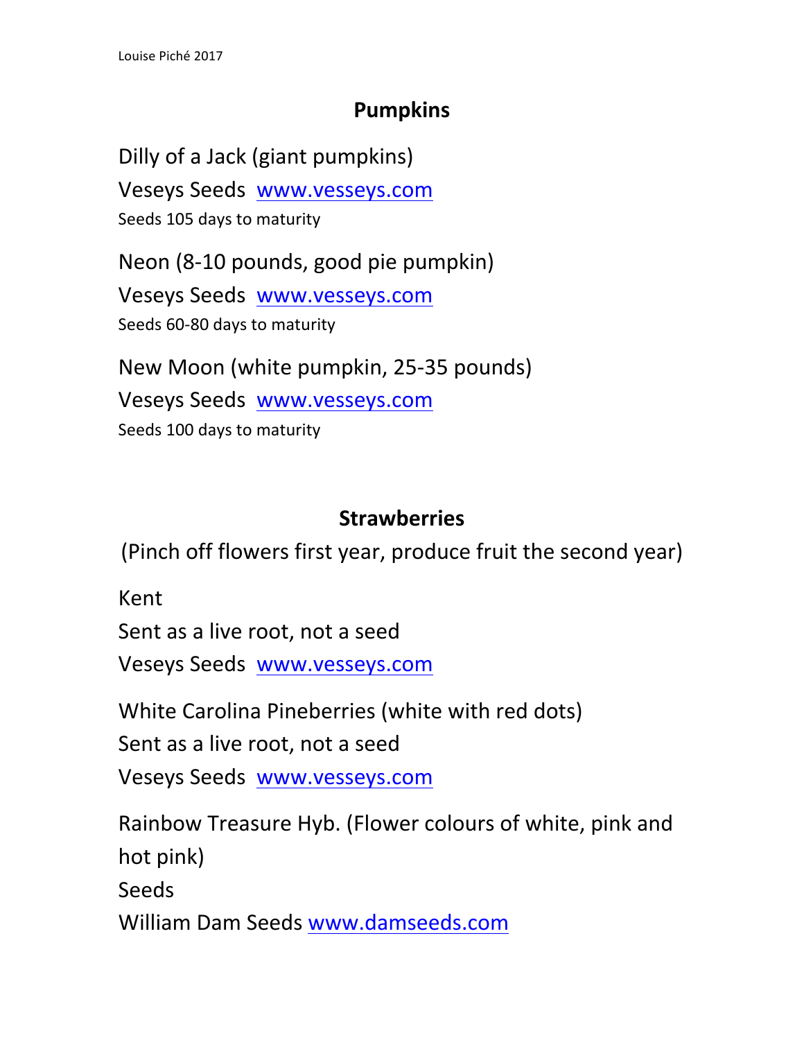## Pumpkins

Dilly of a Jack (giant pumpkins)

Veseys Seeds [www.vesseys.com](www.vesseys.com)

Seeds 105 days to maturity

Neon (8-10 pounds, good pie pumpkin)

Veseys Seeds [www.vesseys.com](www.vesseys.com)

Seeds 60-80 days to maturity

New Moon (white pumpkin, 25-35 pounds)

Veseys Seeds [www.vesseys.com](www.vesseys.com)

Seeds 100 days to maturity

## Strawberries

(Pinch off flowers first year, produce fruit the second year)

Kent

Sent as a live root, not a seed

Veseys Seeds [www.vesseys.com](www.vesseys.com)

White Carolina Pineberries (white with red dots)

Sent as a live root, not a seed

Veseys Seeds [www.vesseys.com](www.vesseys.com)

Rainbow Treasure Hyb. (Flower colours of white, pink and hot pink)

Seeds

William Dam Seeds [www.damseeds.com](www.damseeds.com)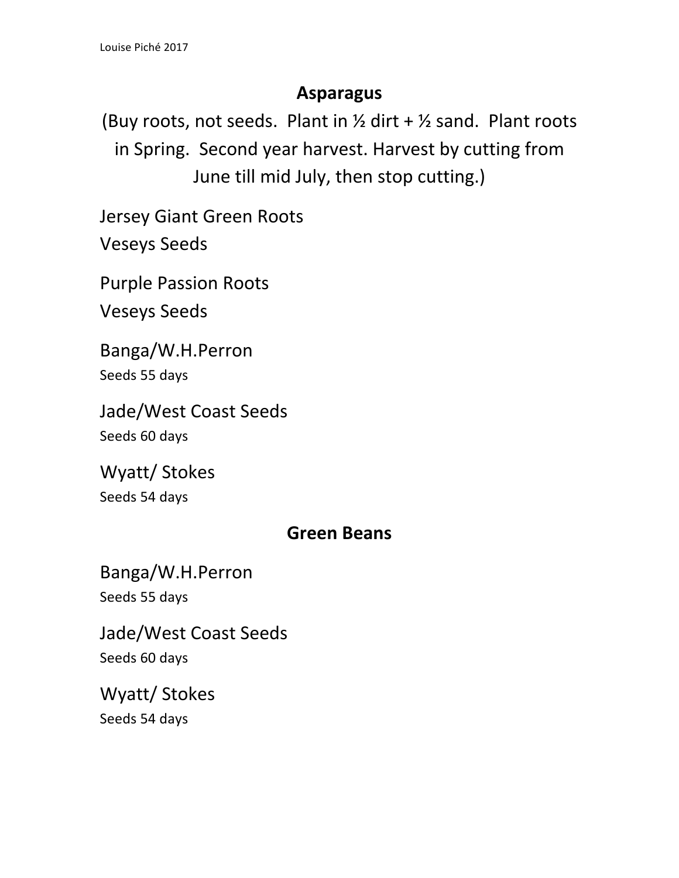## Asparagus

(Buy roots, not seeds. Plant in ½ dirt + ½ sand. Plant roots in Spring. Second year harvest. Harvest by cutting from June till mid July, then stop cutting.)

Jersey Giant Green Roots
Veseys Seeds

Purple Passion Roots
Veseys Seeds

Banga/W.H.Perron
Seeds 55 days

Jade/West Coast Seeds
Seeds 60 days

Wyatt/ Stokes
Seeds 54 days

## Green Beans

Banga/W.H.Perron
Seeds 55 days

Jade/West Coast Seeds
Seeds 60 days

Wyatt/ Stokes
Seeds 54 days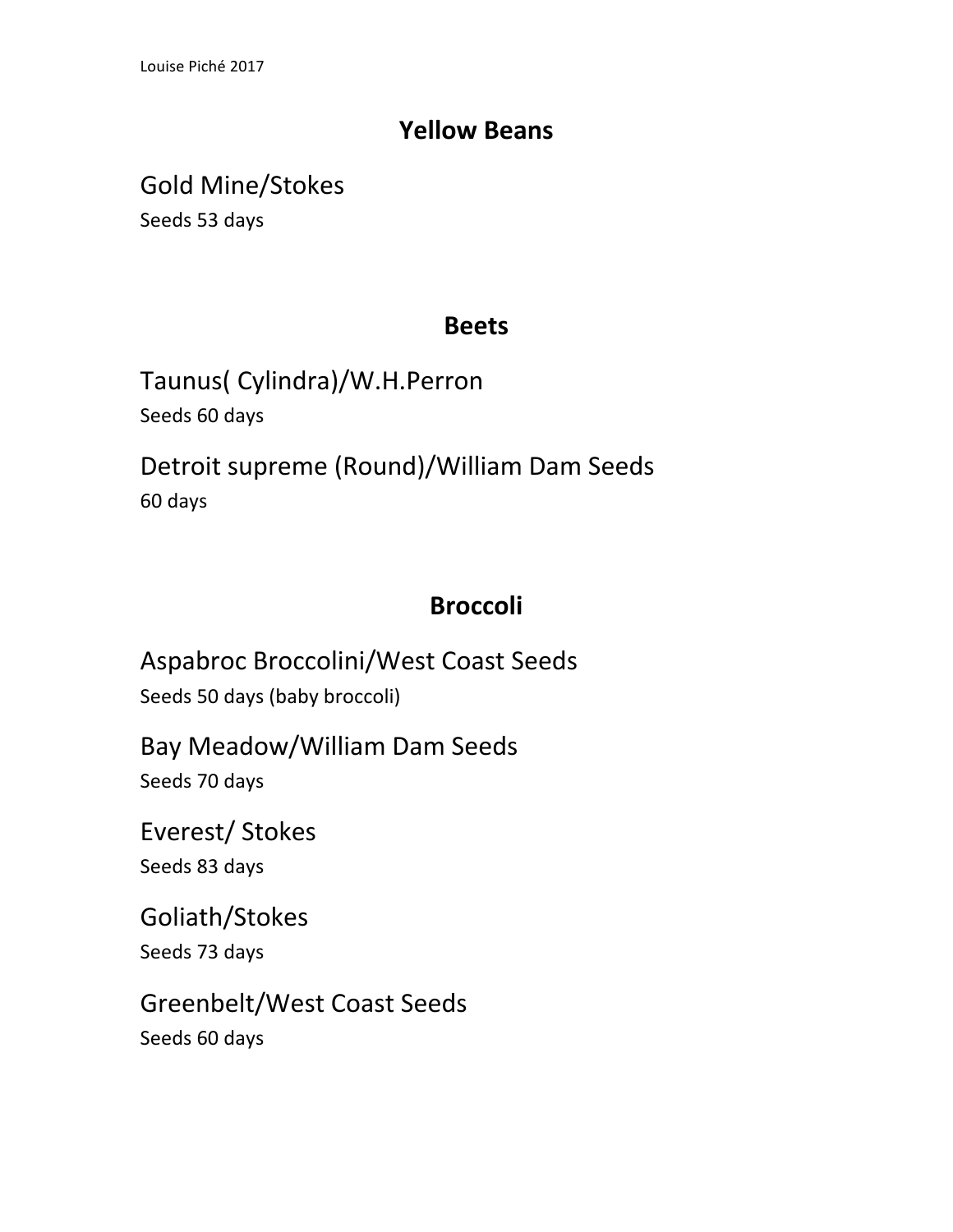## Yellow Beans

### Gold Mine/Stokes

Seeds 53 days

## Beets

### Taunus( Cylindra)/W.H.Perron

Seeds 60 days

### Detroit supreme (Round)/William Dam Seeds

60 days

## Broccoli

### Aspabroc Broccolini/West Coast Seeds

Seeds 50 days (baby broccoli)

### Bay Meadow/William Dam Seeds

Seeds 70 days

### Everest/ Stokes

Seeds 83 days

### Goliath/Stokes

Seeds 73 days

### Greenbelt/West Coast Seeds

Seeds 60 days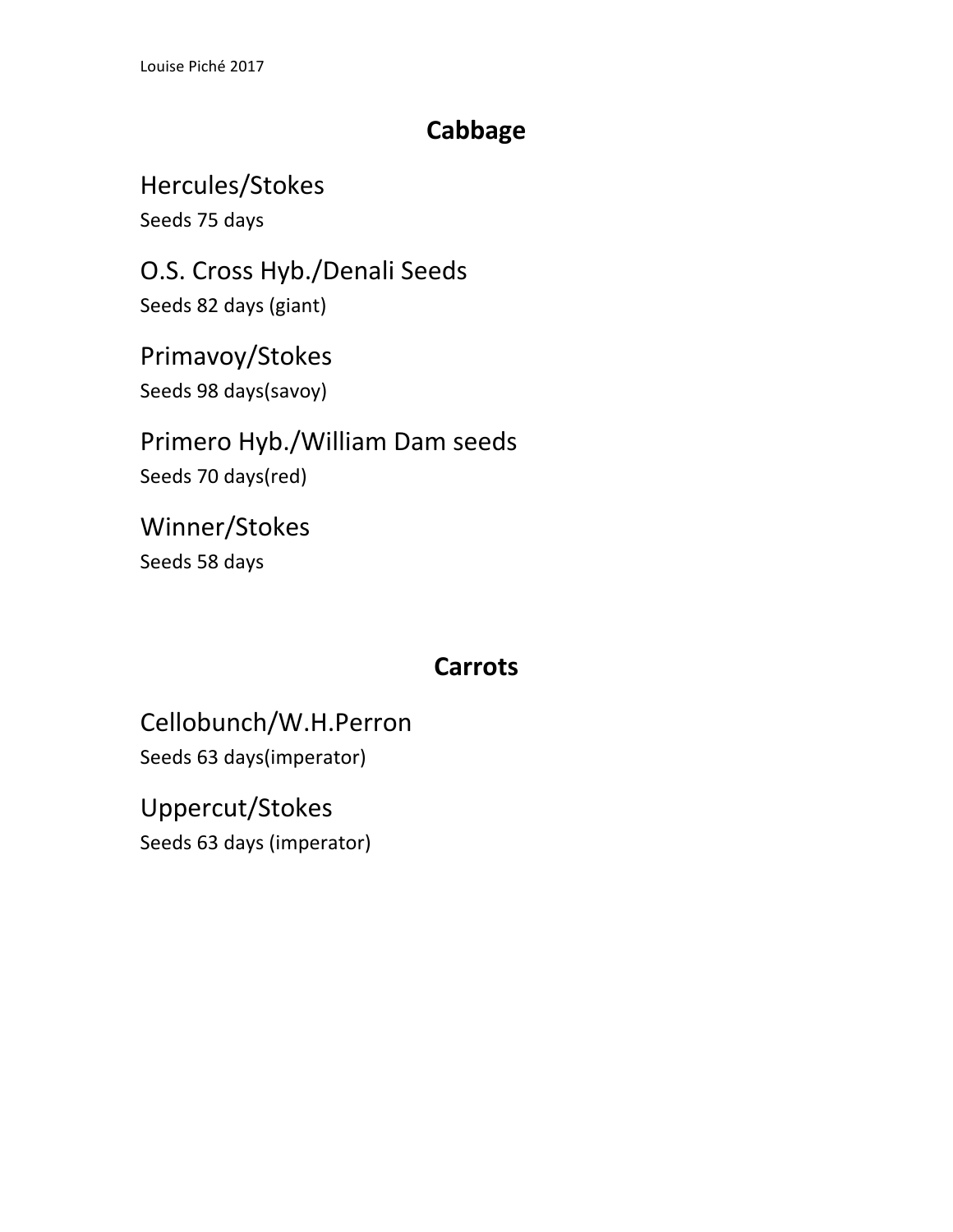## Cabbage

Hercules/Stokes
Seeds 75 days

O.S. Cross Hyb./Denali Seeds
Seeds 82 days (giant)

Primavoy/Stokes
Seeds 98 days(savoy)

Primero Hyb./William Dam seeds
Seeds 70 days(red)

Winner/Stokes
Seeds 58 days

## Carrots

Cellobunch/W.H.Perron
Seeds 63 days(imperator)

Uppercut/Stokes
Seeds 63 days (imperator)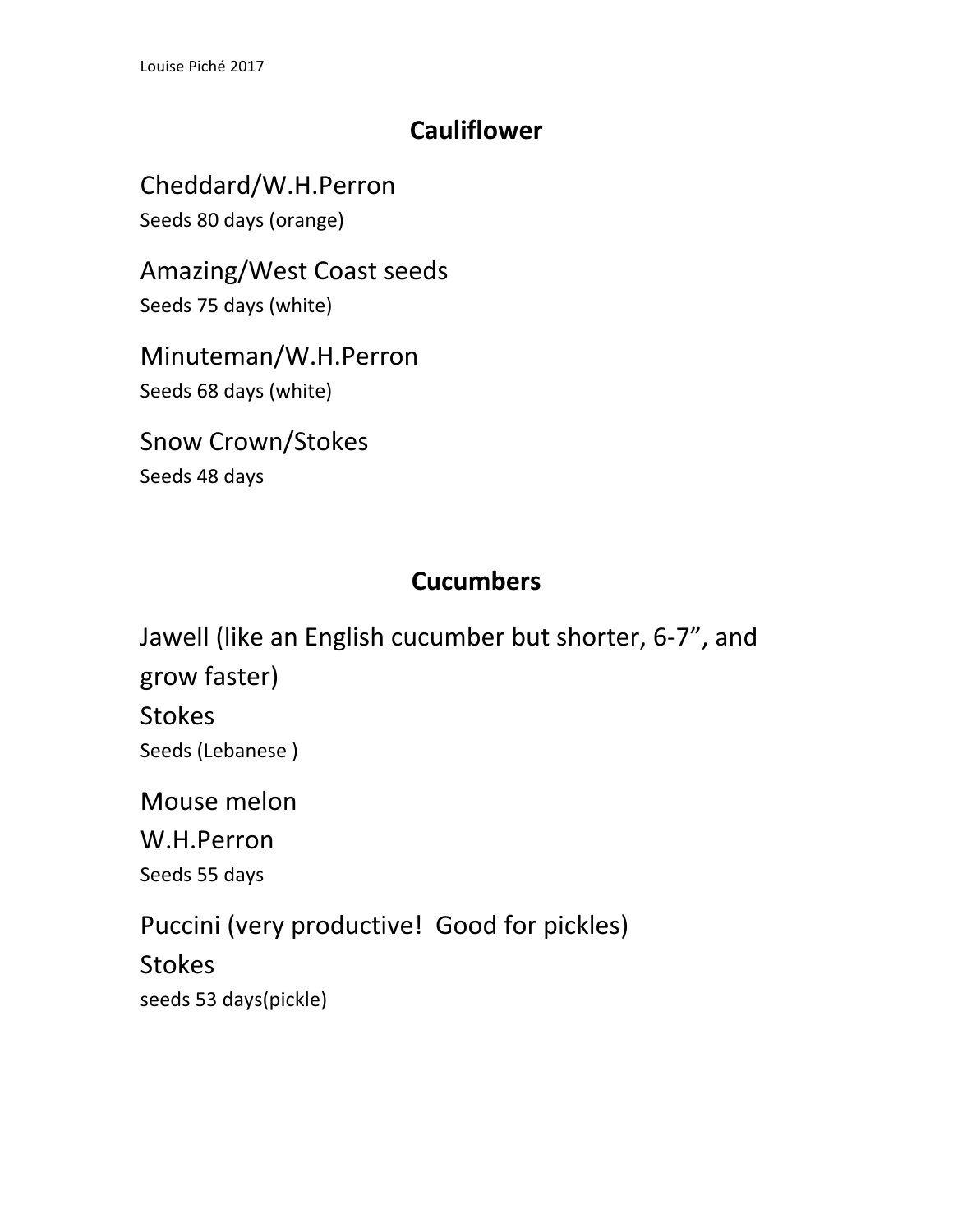## Cauliflower

Cheddard/W.H.Perron
Seeds 80 days (orange)

Amazing/West Coast seeds
Seeds 75 days (white)

Minuteman/W.H.Perron
Seeds 68 days (white)

Snow Crown/Stokes
Seeds 48 days

## Cucumbers

Jawell (like an English cucumber but shorter, 6-7”, and grow faster)
Stokes
Seeds (Lebanese )

Mouse melon
W.H.Perron
Seeds 55 days

Puccini (very productive!  Good for pickles)
Stokes
seeds 53 days(pickle)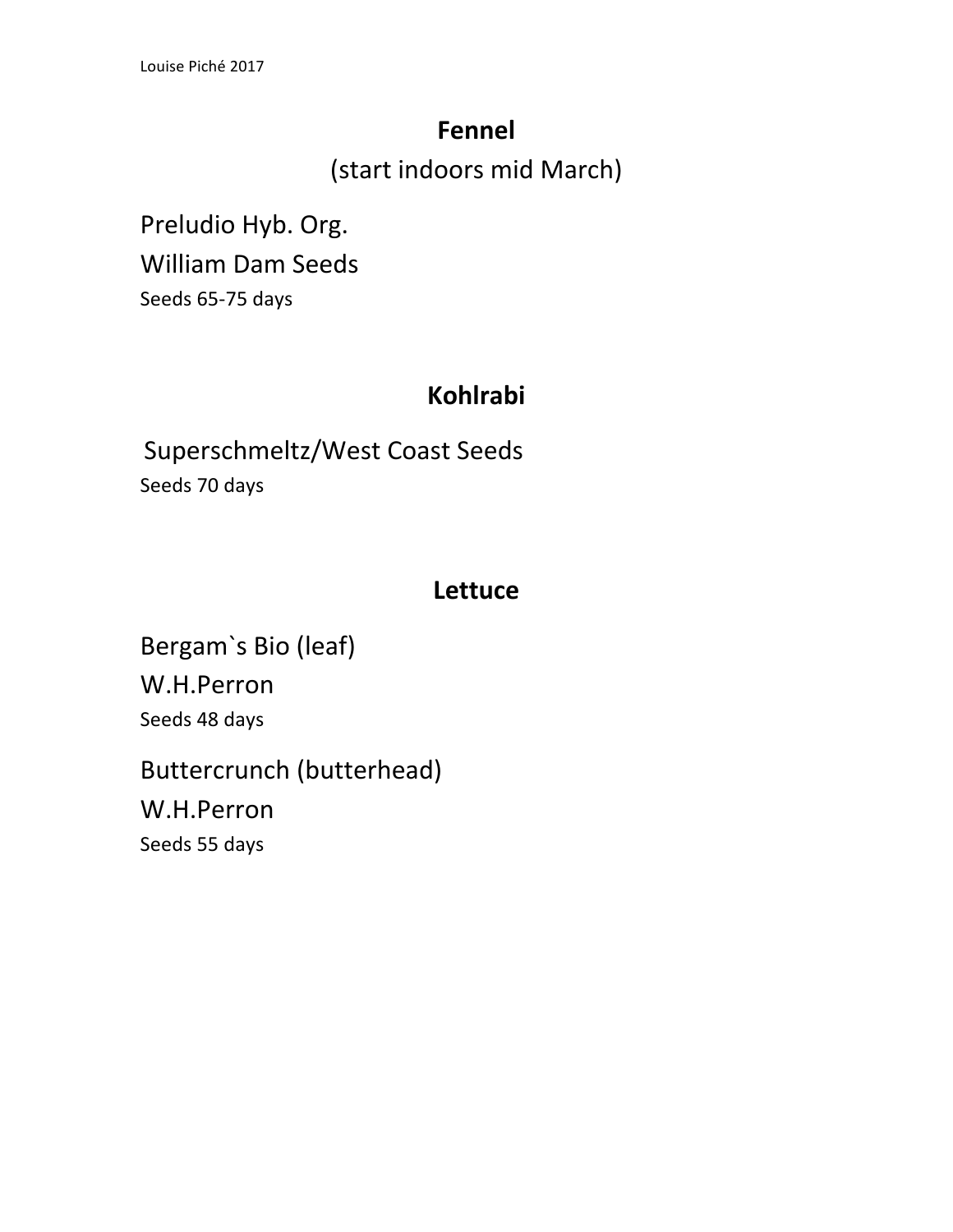## Fennel

(start indoors mid March)

Preludio Hyb. Org.

William Dam Seeds

Seeds 65-75 days

## Kohlrabi

Superschmeltz/West Coast Seeds

Seeds 70 days

## Lettuce

Bergam`s Bio (leaf)

W.H.Perron

Seeds 48 days

Buttercrunch (butterhead)

W.H.Perron

Seeds 55 days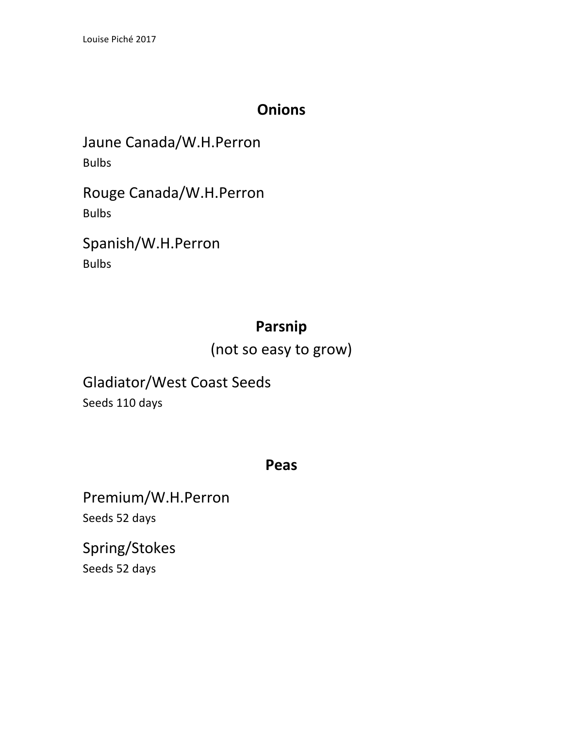## Onions

### Jaune Canada/W.H.Perron

Bulbs

### Rouge Canada/W.H.Perron

Bulbs

### Spanish/W.H.Perron

Bulbs

## Parsnip

(not so easy to grow)

### Gladiator/West Coast Seeds

Seeds 110 days

## Peas

### Premium/W.H.Perron

Seeds 52 days

### Spring/Stokes

Seeds 52 days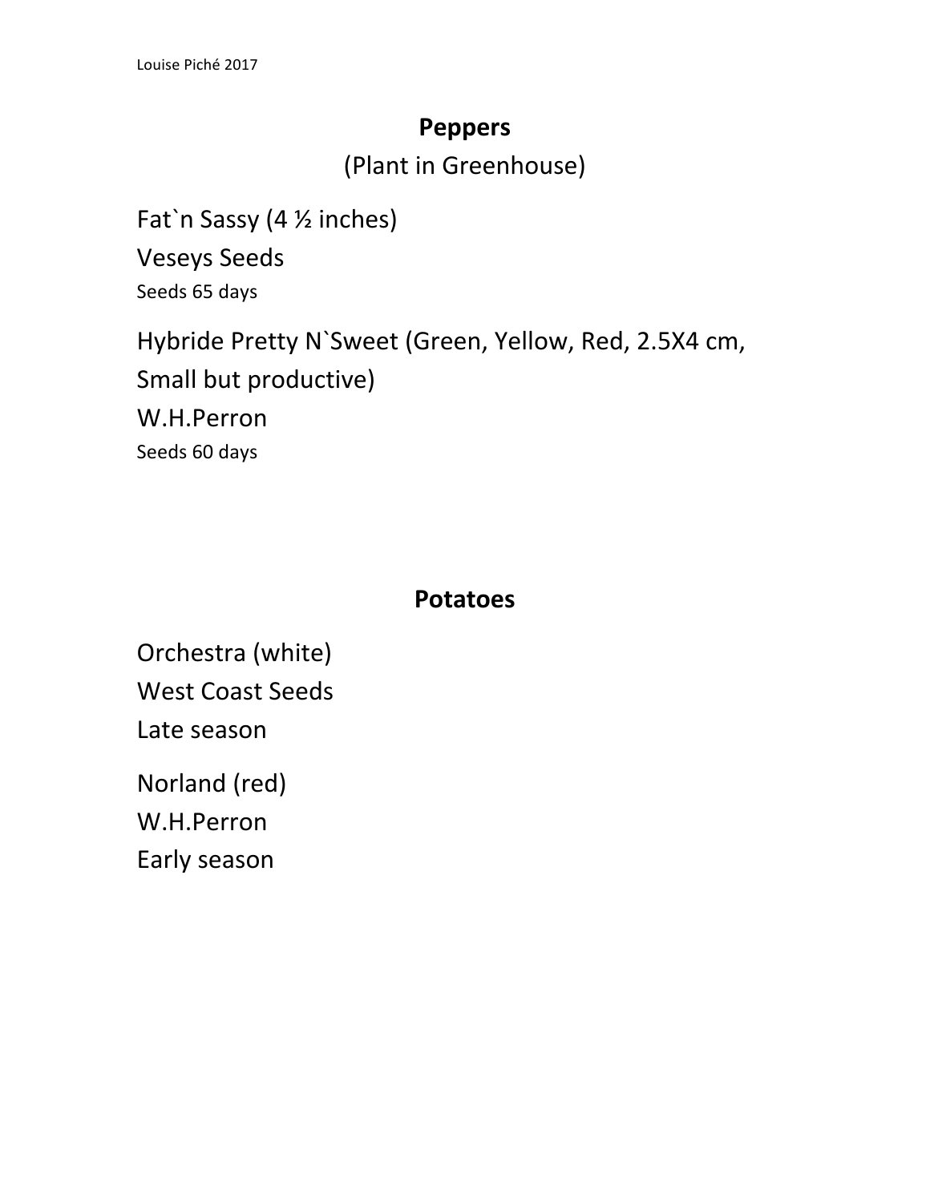## Peppers

(Plant in Greenhouse)

Fat`n Sassy (4 ½ inches)

Veseys Seeds

Seeds 65 days

Hybride Pretty N`Sweet (Green, Yellow, Red, 2.5X4 cm, Small but productive)

W.H.Perron

Seeds 60 days

## Potatoes

Orchestra (white)

West Coast Seeds

Late season

Norland (red)

W.H.Perron

Early season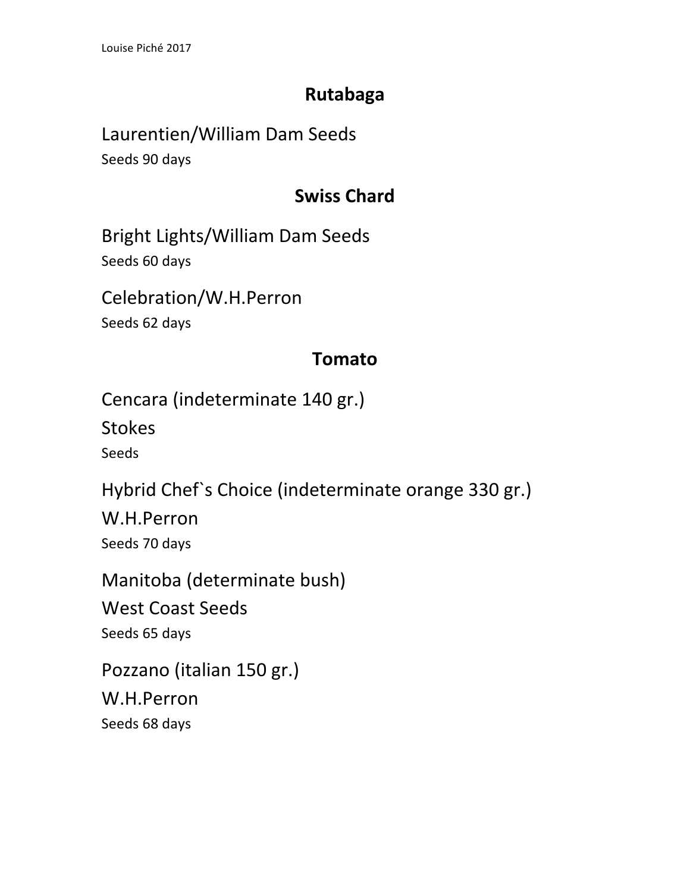## Rutabaga

Laurentien/William Dam Seeds

Seeds 90 days

## Swiss Chard

Bright Lights/William Dam Seeds

Seeds 60 days

Celebration/W.H.Perron

Seeds 62 days

## Tomato

Cencara (indeterminate 140 gr.)

Stokes

Seeds

Hybrid Chef`s Choice (indeterminate orange 330 gr.)

W.H.Perron

Seeds 70 days

Manitoba (determinate bush)

West Coast Seeds

Seeds 65 days

Pozzano (italian 150 gr.)

W.H.Perron

Seeds 68 days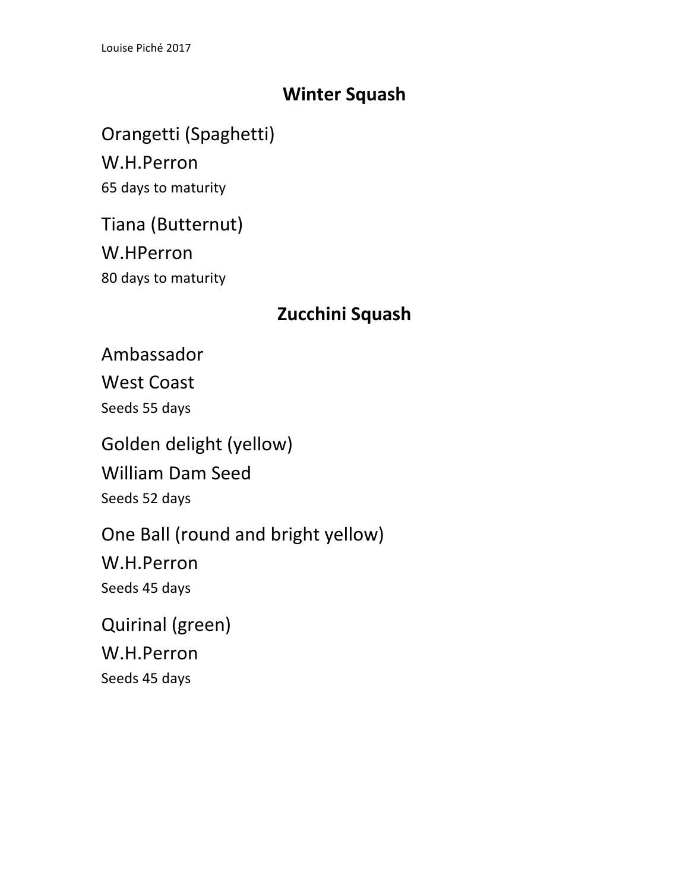## Winter Squash

Orangetti (Spaghetti)

W.H.Perron

65 days to maturity

Tiana (Butternut)

W.HPerron

80 days to maturity

## Zucchini Squash

Ambassador

West Coast

Seeds 55 days

Golden delight (yellow)

William Dam Seed

Seeds 52 days

One Ball (round and bright yellow)

W.H.Perron

Seeds 45 days

Quirinal (green)

W.H.Perron

Seeds 45 days